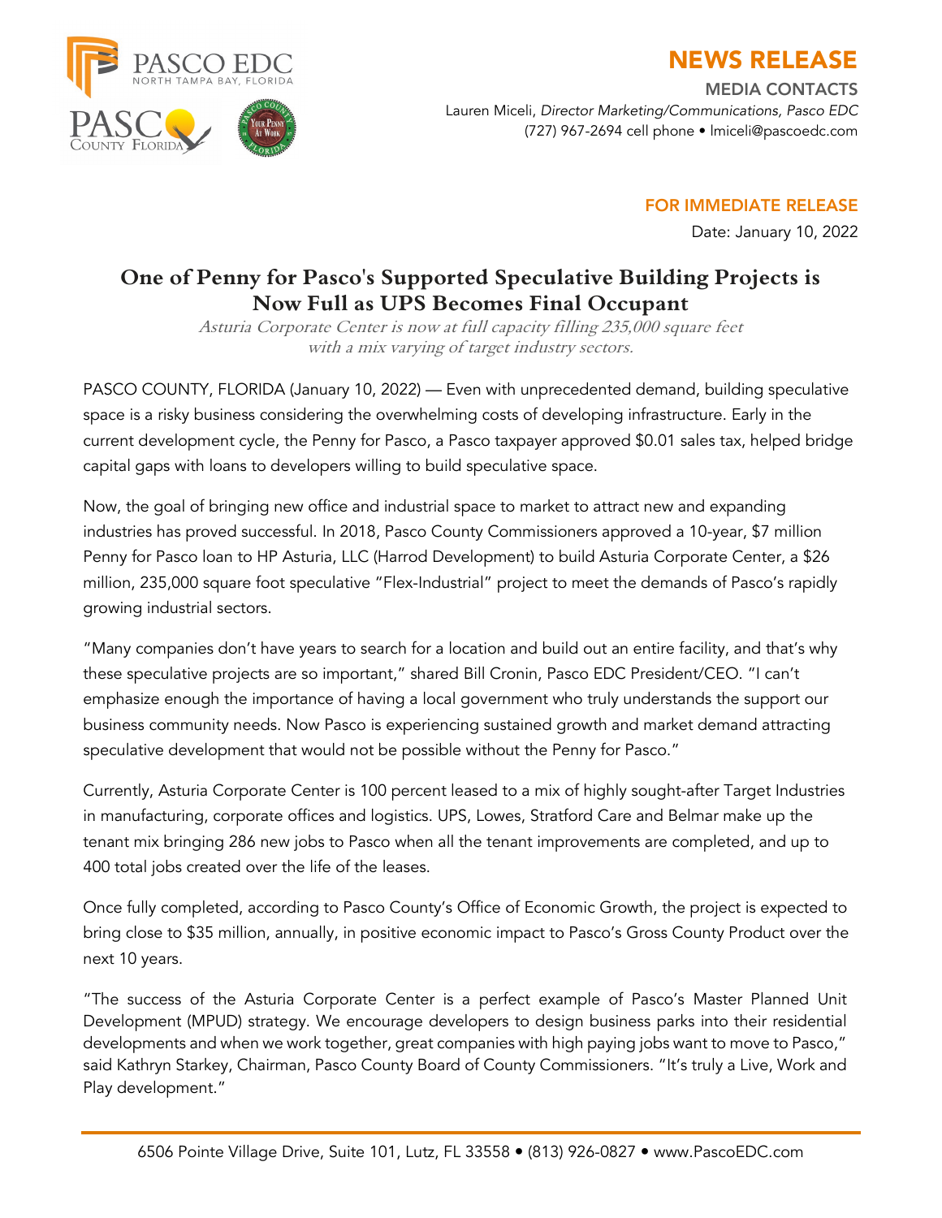PASCO EDC
NORTH TAMPA BAY, FLORIDA

# NEWS RELEASE

**MEDIA CONTACTS**
Lauren Miceli, *Director Marketing/Communications, Pasco EDC*
(727) 967-2694 cell phone • lmiceli@pascoedc.com

**FOR IMMEDIATE RELEASE**
Date: January 10, 2022

## One of Penny for Pasco's Supported Speculative Building Projects is Now Full as UPS Becomes Final Occupant

*Asturia Corporate Center is now at full capacity filling 235,000 square feet with a mix varying of target industry sectors.*

PASCO COUNTY, FLORIDA (January 10, 2022) — Even with unprecedented demand, building speculative space is a risky business considering the overwhelming costs of developing infrastructure. Early in the current development cycle, the Penny for Pasco, a Pasco taxpayer approved $0.01 sales tax, helped bridge capital gaps with loans to developers willing to build speculative space.

Now, the goal of bringing new office and industrial space to market to attract new and expanding industries has proved successful. In 2018, Pasco County Commissioners approved a 10-year, $7 million Penny for Pasco loan to HP Asturia, LLC (Harrod Development) to build Asturia Corporate Center, a $26 million, 235,000 square foot speculative "Flex-Industrial" project to meet the demands of Pasco's rapidly growing industrial sectors.

"Many companies don't have years to search for a location and build out an entire facility, and that's why these speculative projects are so important," shared Bill Cronin, Pasco EDC President/CEO. "I can't emphasize enough the importance of having a local government who truly understands the support our business community needs. Now Pasco is experiencing sustained growth and market demand attracting speculative development that would not be possible without the Penny for Pasco."

Currently, Asturia Corporate Center is 100 percent leased to a mix of highly sought-after Target Industries in manufacturing, corporate offices and logistics. UPS, Lowes, Stratford Care and Belmar make up the tenant mix bringing 286 new jobs to Pasco when all the tenant improvements are completed, and up to 400 total jobs created over the life of the leases.

Once fully completed, according to Pasco County's Office of Economic Growth, the project is expected to bring close to $35 million, annually, in positive economic impact to Pasco's Gross County Product over the next 10 years.

"The success of the Asturia Corporate Center is a perfect example of Pasco's Master Planned Unit Development (MPUD) strategy. We encourage developers to design business parks into their residential developments and when we work together, great companies with high paying jobs want to move to Pasco," said Kathryn Starkey, Chairman, Pasco County Board of County Commissioners. "It's truly a Live, Work and Play development."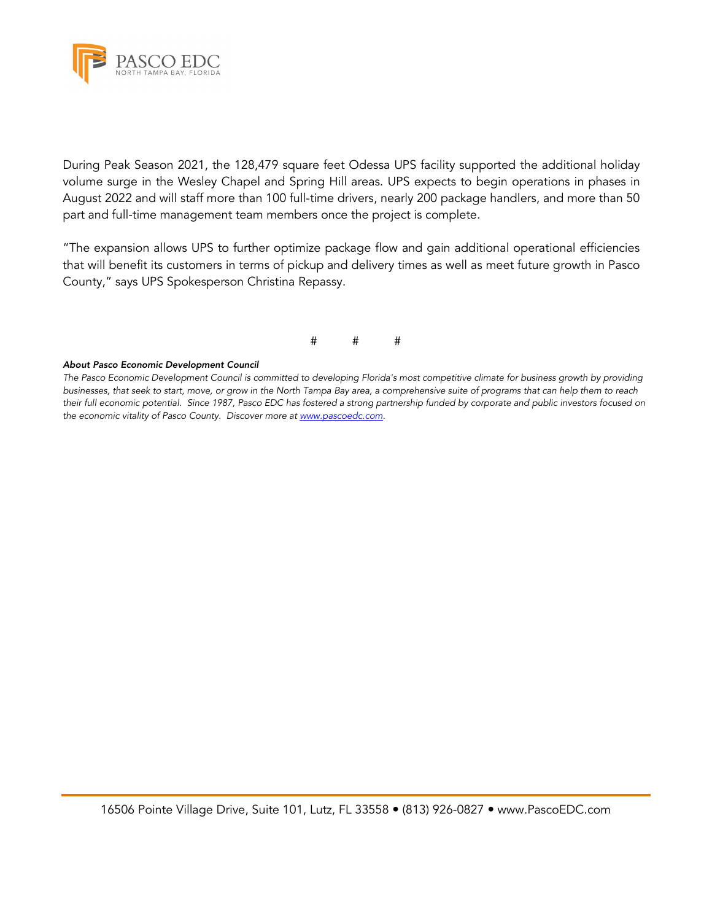During Peak Season 2021, the 128,479 square feet Odessa UPS facility supported the additional holiday volume surge in the Wesley Chapel and Spring Hill areas. UPS expects to begin operations in phases in August 2022 and will staff more than 100 full-time drivers, nearly 200 package handlers, and more than 50 part and full-time management team members once the project is complete.

"The expansion allows UPS to further optimize package flow and gain additional operational efficiencies that will benefit its customers in terms of pickup and delivery times as well as meet future growth in Pasco County," says UPS Spokesperson Christina Repassy.

# # #

***About Pasco Economic Development Council***

*The Pasco Economic Development Council is committed to developing Florida's most competitive climate for business growth by providing businesses, that seek to start, move, or grow in the North Tampa Bay area, a comprehensive suite of programs that can help them to reach their full economic potential. Since 1987, Pasco EDC has fostered a strong partnership funded by corporate and public investors focused on the economic vitality of Pasco County. Discover more at [www.pascoedc.com](http://www.pascoedc.com).*